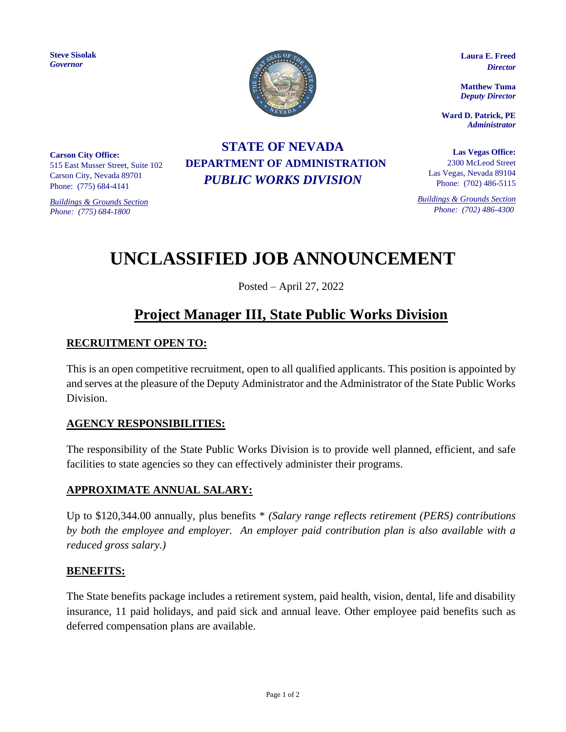**Steve Sisolak**
*Governor*

**Laura E. Freed**
*Director*

**Matthew Tuma**
*Deputy Director*

**Ward D. Patrick, PE**
*Administrator*

**STATE OF NEVADA**
**DEPARTMENT OF ADMINISTRATION**
***PUBLIC WORKS DIVISION***

**Carson City Office:**
515 East Musser Street, Suite 102
Carson City, Nevada 89701
Phone: (775) 684-4141

*Buildings & Grounds Section*
*Phone: (775) 684-1800*

**Las Vegas Office:**
2300 McLeod Street
Las Vegas, Nevada 89104
Phone: (702) 486-5115

*Buildings & Grounds Section*
*Phone: (702) 486-4300*

# UNCLASSIFIED JOB ANNOUNCEMENT

Posted – April 27, 2022

## Project Manager III, State Public Works Division

### RECRUITMENT OPEN TO:

This is an open competitive recruitment, open to all qualified applicants. This position is appointed by and serves at the pleasure of the Deputy Administrator and the Administrator of the State Public Works Division.

### AGENCY RESPONSIBILITIES:

The responsibility of the State Public Works Division is to provide well planned, efficient, and safe facilities to state agencies so they can effectively administer their programs.

### APPROXIMATE ANNUAL SALARY:

Up to $120,344.00 annually, plus benefits * *(Salary range reflects retirement (PERS) contributions by both the employee and employer. An employer paid contribution plan is also available with a reduced gross salary.)*

### BENEFITS:

The State benefits package includes a retirement system, paid health, vision, dental, life and disability insurance, 11 paid holidays, and paid sick and annual leave. Other employee paid benefits such as deferred compensation plans are available.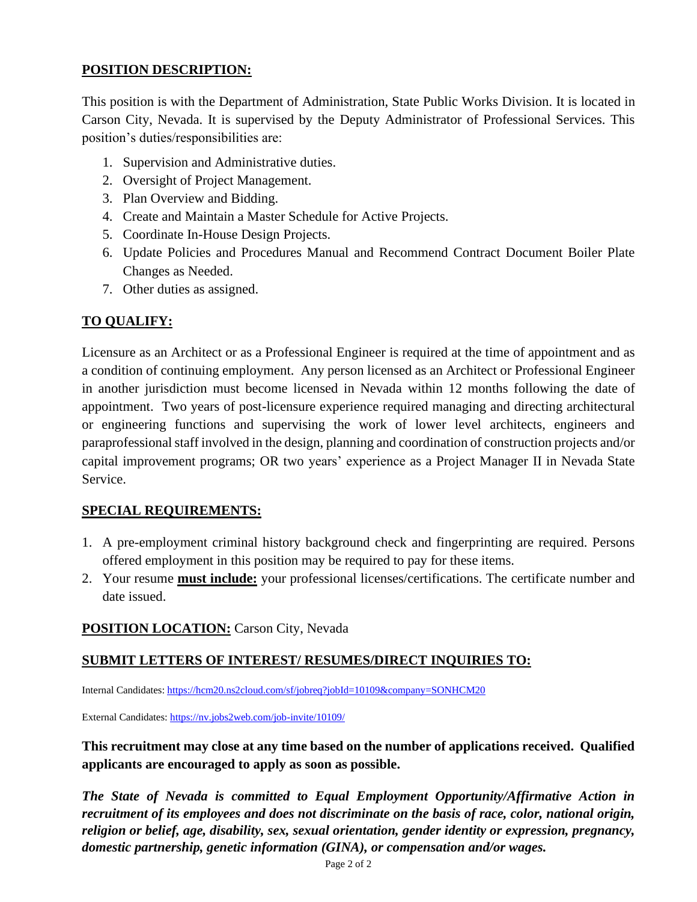## POSITION DESCRIPTION:

This position is with the Department of Administration, State Public Works Division. It is located in Carson City, Nevada. It is supervised by the Deputy Administrator of Professional Services. This position's duties/responsibilities are:

1. Supervision and Administrative duties.
2. Oversight of Project Management.
3. Plan Overview and Bidding.
4. Create and Maintain a Master Schedule for Active Projects.
5. Coordinate In-House Design Projects.
6. Update Policies and Procedures Manual and Recommend Contract Document Boiler Plate Changes as Needed.
7. Other duties as assigned.

## TO QUALIFY:

Licensure as an Architect or as a Professional Engineer is required at the time of appointment and as a condition of continuing employment. Any person licensed as an Architect or Professional Engineer in another jurisdiction must become licensed in Nevada within 12 months following the date of appointment. Two years of post-licensure experience required managing and directing architectural or engineering functions and supervising the work of lower level architects, engineers and paraprofessional staff involved in the design, planning and coordination of construction projects and/or capital improvement programs; OR two years' experience as a Project Manager II in Nevada State Service.

## SPECIAL REQUIREMENTS:

1. A pre-employment criminal history background check and fingerprinting are required. Persons offered employment in this position may be required to pay for these items.
2. Your resume **must include:** your professional licenses/certifications. The certificate number and date issued.

**POSITION LOCATION:** Carson City, Nevada

## SUBMIT LETTERS OF INTEREST/ RESUMES/DIRECT INQUIRIES TO:

Internal Candidates: https://hcm20.ns2cloud.com/sf/jobreq?jobId=10109&company=SONHCM20

External Candidates: https://nv.jobs2web.com/job-invite/10109/

**This recruitment may close at any time based on the number of applications received. Qualified applicants are encouraged to apply as soon as possible.**

***The State of Nevada is committed to Equal Employment Opportunity/Affirmative Action in recruitment of its employees and does not discriminate on the basis of race, color, national origin, religion or belief, age, disability, sex, sexual orientation, gender identity or expression, pregnancy, domestic partnership, genetic information (GINA), or compensation and/or wages.***